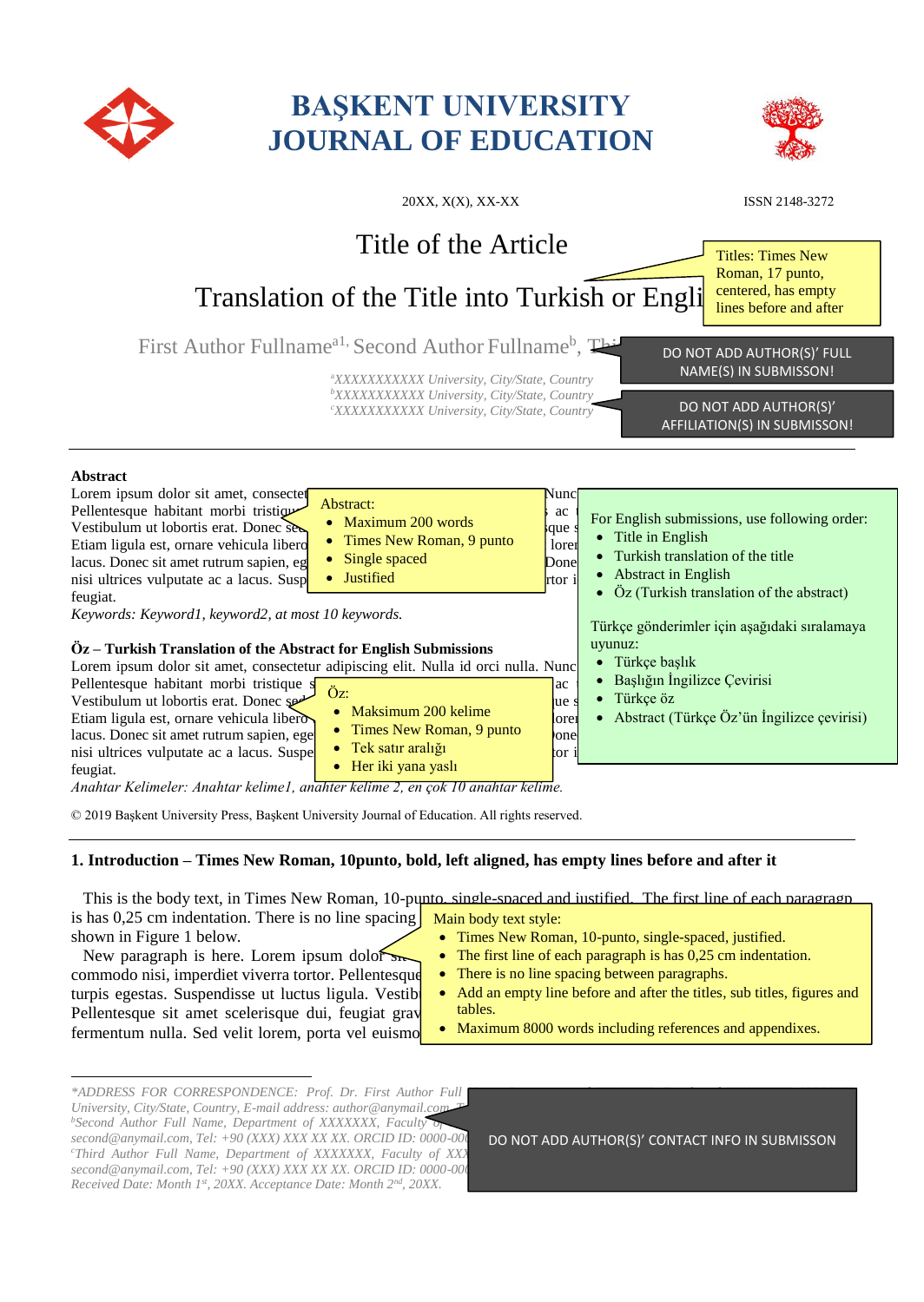# BAŞKENT UNIVERSITY JOURNAL OF EDUCATION

20XX, X(X), XX-XX ISSN 2148-3272

# Title of the Article

# Translation of the Title into Turkish or Engli

Titles: Times New Roman, 17 punto, centered, has empty lines before and after

First Author Fullname[a1], Second Author Fullname[b], Thi

DO NOT ADD AUTHOR(S)' FULL NAME(S) IN SUBMISSON!

[a]*XXXXXXXXXXX University, City/State, Country*
[b]*XXXXXXXXXXX University, City/State, Country*
[c]*XXXXXXXXXXX University, City/State, Country*

DO NOT ADD AUTHOR(S)' AFFILIATION(S) IN SUBMISSON!

**Abstract**

Lorem ipsum dolor sit amet, consectet ... Nunc ... Pellentesque habitant morbi tristiqu ... ac ... Vestibulum ut lobortis erat. Donec se ... que ... Etiam ligula est, ornare vehicula libero ... lorer ... lacus. Donec sit amet rutrum sapien, eg ... Done ... nisi ultrices vulputate ac a lacus. Susp ... rtor i ... feugiat.

Abstract:

- Maximum 200 words
- Times New Roman, 9 punto
- Single spaced
- Justified

*Keywords: Keyword1, keyword2, at most 10 keywords.*

For English submissions, use following order:

- Title in English
- Turkish translation of the title
- Abstract in English
- Öz (Turkish translation of the abstract)

Türkçe gönderimler için aşağıdaki sıralamaya uyunuz:

- Türkçe başlık
- Başlığın İngilizce Çevirisi
- Türkçe öz
- Abstract (Türkçe Öz'ün İngilizce çevirisi)

**Öz – Turkish Translation of the Abstract for English Submissions**

Lorem ipsum dolor sit amet, consectetur adipiscing elit. Nulla id orci nulla. Nunc ... Pellentesque habitant morbi tristique s ... ac ... Vestibulum ut lobortis erat. Donec sed ... ue ... Etiam ligula est, ornare vehicula libero ... lorer ... lacus. Donec sit amet rutrum sapien, ege ... one ... nisi ultrices vulputate ac a lacus. Suspe ... tor i ... feugiat.

Öz:

- Maksimum 200 kelime
- Times New Roman, 9 punto
- Tek satır aralığı
- Her iki yana yaslı

*Anahtar Kelimeler: Anahtar kelime1, anahter kelime 2, en çok 10 anahtar kelime.*

© 2019 Başkent University Press, Başkent University Journal of Education. All rights reserved.

## 1. Introduction – Times New Roman, 10punto, bold, left aligned, has empty lines before and after it

This is the body text, in Times New Roman, 10-punto, single-spaced and justified. The first line of each paragragp is has 0,25 cm indentation. There is no line spacing ... shown in Figure 1 below.

New paragraph is here. Lorem ipsum dolor ... commodo nisi, imperdiet viverra tortor. Pellentesque ... turpis egestas. Suspendisse ut luctus ligula. Vestib ... Pellentesque sit amet scelerisque dui, feugiat grav ... fermentum nulla. Sed velit lorem, porta vel euismo ...

Main body text style:

- Times New Roman, 10-punto, single-spaced, justified.
- The first line of each paragraph is has 0,25 cm indentation.
- There is no line spacing between paragraphs.
- Add an empty line before and after the titles, sub titles, figures and tables.
- Maximum 8000 words including references and appendixes.

---

*\*ADDRESS FOR CORRESPONDENCE: Prof. Dr. First Author Full ... University, City/State, Country, E-mail address: author@anymail.com ...*
*[b]Second Author Full Name, Department of XXXXXXX, Faculty of ... second@anymail.com, Tel: +90 (XXX) XXX XX XX. ORCID ID: 0000-000 ...*
*[c]Third Author Full Name, Department of XXXXXXX, Faculty of XX ... second@anymail.com, Tel: +90 (XXX) XXX XX XX. ORCID ID: 0000-000 ...*
*Received Date: Month 1st, 20XX. Acceptance Date: Month 2nd, 20XX.*

DO NOT ADD AUTHOR(S)' CONTACT INFO IN SUBMISSON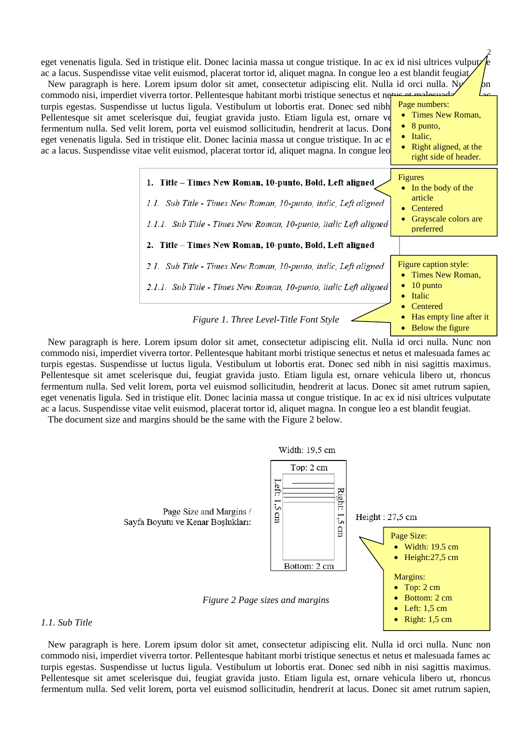eget venenatis ligula. Sed in tristique elit. Donec lacinia massa ut congue tristique. In ac ex id nisi ultrices vulputate ac a lacus. Suspendisse vitae velit euismod, placerat tortor id, aliquet magna. In congue leo a est blandit feugiat.

New paragraph is here. Lorem ipsum dolor sit amet, consectetur adipiscing elit. Nulla id orci nulla. Nunc non commodo nisi, imperdiet viverra tortor. Pellentesque habitant morbi tristique senectus et netus et malesuada fames ac turpis egestas. Suspendisse ut luctus ligula. Vestibulum ut lobortis erat. Donec sed nibh in nisi sagittis maximus. Pellentesque sit amet scelerisque dui, feugiat gravida justo. Etiam ligula est, ornare vehicula libero ut, rhoncus fermentum nulla. Sed velit lorem, porta vel euismod sollicitudin, hendrerit at lacus. Donec sit amet rutrum sapien, eget venenatis ligula. Sed in tristique elit. Donec lacinia massa ut congue tristique. In ac ex id nisi ultrices vulputate ac a lacus. Suspendisse vitae velit euismod, placerat tortor id, aliquet magna. In congue leo a est blandit feugiat.

Page numbers:
- Times New Roman,
- 8 punto,
- Italic,
- Right aligned, at the right side of header.

**1. Title – Times New Roman, 10-punto, Bold, Left aligned**

*1.1. Sub Title - Times New Roman, 10-punto, italic, Left aligned*

*1.1.1. Sub Title - Times New Roman, 10-punto, italic Left aligned*

**2. Title – Times New Roman, 10-punto, Bold, Left aligned**

*2.1. Sub Title - Times New Roman, 10-punto, italic, Left aligned*

*2.1.1. Sub Title - Times New Roman, 10-punto, italic Left aligned*

Figures
- In the body of the article
- Centered
- Grayscale colors are preferred

Figure caption style:
- Times New Roman,
- 10 punto
- Italic
- Centered
- Has empty line after it
- Below the figure

*Figure 1. Three Level-Title Font Style*

New paragraph is here. Lorem ipsum dolor sit amet, consectetur adipiscing elit. Nulla id orci nulla. Nunc non commodo nisi, imperdiet viverra tortor. Pellentesque habitant morbi tristique senectus et netus et malesuada fames ac turpis egestas. Suspendisse ut luctus ligula. Vestibulum ut lobortis erat. Donec sed nibh in nisi sagittis maximus. Pellentesque sit amet scelerisque dui, feugiat gravida justo. Etiam ligula est, ornare vehicula libero ut, rhoncus fermentum nulla. Sed velit lorem, porta vel euismod sollicitudin, hendrerit at lacus. Donec sit amet rutrum sapien, eget venenatis ligula. Sed in tristique elit. Donec lacinia massa ut congue tristique. In ac ex id nisi ultrices vulputate ac a lacus. Suspendisse vitae velit euismod, placerat tortor id, aliquet magna. In congue leo a est blandit feugiat.

The document size and margins should be the same with the Figure 2 below.

Page Size and Margins / Sayfa Boyutu ve Kenar Boşlukları:

Width: 19,5 cm

Top: 2 cm

Left: 1,5 cm

Right: 1,5 cm

Bottom: 2 cm

Height : 27,5 cm

Page Size:
- Width: 19.5 cm
- Height:27,5 cm

Margins:
- Top: 2 cm
- Bottom: 2 cm
- Left: 1,5 cm
- Right: 1,5 cm

*Figure 2 Page sizes and margins*

### *1.1. Sub Title*

New paragraph is here. Lorem ipsum dolor sit amet, consectetur adipiscing elit. Nulla id orci nulla. Nunc non commodo nisi, imperdiet viverra tortor. Pellentesque habitant morbi tristique senectus et netus et malesuada fames ac turpis egestas. Suspendisse ut luctus ligula. Vestibulum ut lobortis erat. Donec sed nibh in nisi sagittis maximus. Pellentesque sit amet scelerisque dui, feugiat gravida justo. Etiam ligula est, ornare vehicula libero ut, rhoncus fermentum nulla. Sed velit lorem, porta vel euismod sollicitudin, hendrerit at lacus. Donec sit amet rutrum sapien,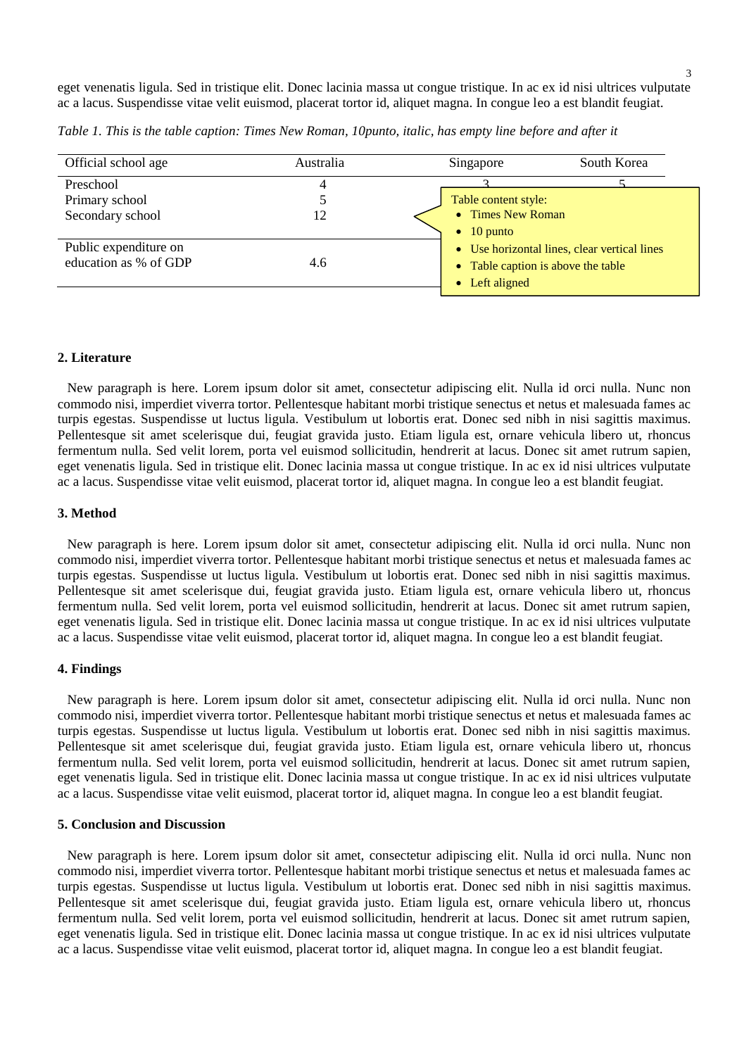eget venenatis ligula. Sed in tristique elit. Donec lacinia massa ut congue tristique. In ac ex id nisi ultrices vulputate ac a lacus. Suspendisse vitae velit euismod, placerat tortor id, aliquet magna. In congue leo a est blandit feugiat.

*Table 1. This is the table caption: Times New Roman, 10punto, italic, has empty line before and after it*

| Official school age | Australia | Singapore | South Korea |
|---|---|---|---|
| Preschool | 4 | 3 | 5 |
| Primary school | 5 | | |
| Secondary school | 12 | | |
| Public expenditure on education as % of GDP | 4.6 | | |

Table content style:

- Times New Roman
- 10 punto
- Use horizontal lines, clear vertical lines
- Table caption is above the table
- Left aligned

## 2. Literature

New paragraph is here. Lorem ipsum dolor sit amet, consectetur adipiscing elit. Nulla id orci nulla. Nunc non commodo nisi, imperdiet viverra tortor. Pellentesque habitant morbi tristique senectus et netus et malesuada fames ac turpis egestas. Suspendisse ut luctus ligula. Vestibulum ut lobortis erat. Donec sed nibh in nisi sagittis maximus. Pellentesque sit amet scelerisque dui, feugiat gravida justo. Etiam ligula est, ornare vehicula libero ut, rhoncus fermentum nulla. Sed velit lorem, porta vel euismod sollicitudin, hendrerit at lacus. Donec sit amet rutrum sapien, eget venenatis ligula. Sed in tristique elit. Donec lacinia massa ut congue tristique. In ac ex id nisi ultrices vulputate ac a lacus. Suspendisse vitae velit euismod, placerat tortor id, aliquet magna. In congue leo a est blandit feugiat.

## 3. Method

New paragraph is here. Lorem ipsum dolor sit amet, consectetur adipiscing elit. Nulla id orci nulla. Nunc non commodo nisi, imperdiet viverra tortor. Pellentesque habitant morbi tristique senectus et netus et malesuada fames ac turpis egestas. Suspendisse ut luctus ligula. Vestibulum ut lobortis erat. Donec sed nibh in nisi sagittis maximus. Pellentesque sit amet scelerisque dui, feugiat gravida justo. Etiam ligula est, ornare vehicula libero ut, rhoncus fermentum nulla. Sed velit lorem, porta vel euismod sollicitudin, hendrerit at lacus. Donec sit amet rutrum sapien, eget venenatis ligula. Sed in tristique elit. Donec lacinia massa ut congue tristique. In ac ex id nisi ultrices vulputate ac a lacus. Suspendisse vitae velit euismod, placerat tortor id, aliquet magna. In congue leo a est blandit feugiat.

## 4. Findings

New paragraph is here. Lorem ipsum dolor sit amet, consectetur adipiscing elit. Nulla id orci nulla. Nunc non commodo nisi, imperdiet viverra tortor. Pellentesque habitant morbi tristique senectus et netus et malesuada fames ac turpis egestas. Suspendisse ut luctus ligula. Vestibulum ut lobortis erat. Donec sed nibh in nisi sagittis maximus. Pellentesque sit amet scelerisque dui, feugiat gravida justo. Etiam ligula est, ornare vehicula libero ut, rhoncus fermentum nulla. Sed velit lorem, porta vel euismod sollicitudin, hendrerit at lacus. Donec sit amet rutrum sapien, eget venenatis ligula. Sed in tristique elit. Donec lacinia massa ut congue tristique. In ac ex id nisi ultrices vulputate ac a lacus. Suspendisse vitae velit euismod, placerat tortor id, aliquet magna. In congue leo a est blandit feugiat.

## 5. Conclusion and Discussion

New paragraph is here. Lorem ipsum dolor sit amet, consectetur adipiscing elit. Nulla id orci nulla. Nunc non commodo nisi, imperdiet viverra tortor. Pellentesque habitant morbi tristique senectus et netus et malesuada fames ac turpis egestas. Suspendisse ut luctus ligula. Vestibulum ut lobortis erat. Donec sed nibh in nisi sagittis maximus. Pellentesque sit amet scelerisque dui, feugiat gravida justo. Etiam ligula est, ornare vehicula libero ut, rhoncus fermentum nulla. Sed velit lorem, porta vel euismod sollicitudin, hendrerit at lacus. Donec sit amet rutrum sapien, eget venenatis ligula. Sed in tristique elit. Donec lacinia massa ut congue tristique. In ac ex id nisi ultrices vulputate ac a lacus. Suspendisse vitae velit euismod, placerat tortor id, aliquet magna. In congue leo a est blandit feugiat.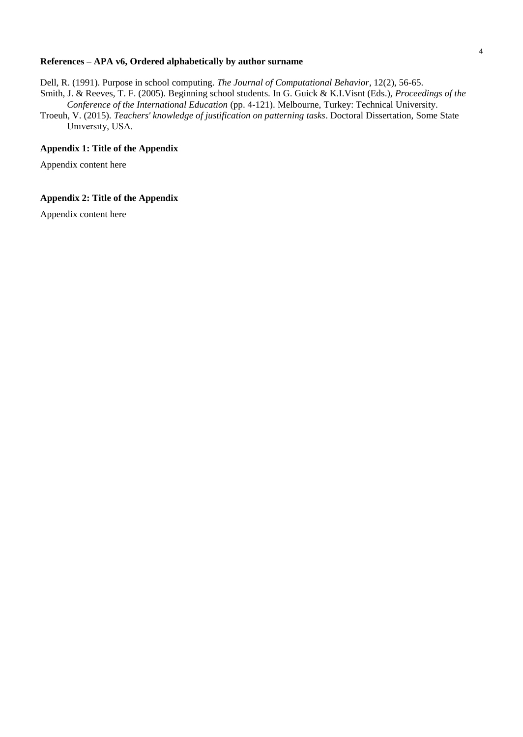**References – APA v6, Ordered alphabetically by author surname**

Dell, R. (1991). Purpose in school computing. *The Journal of Computational Behavior*, 12(2), 56-65.

Smith, J. & Reeves, T. F. (2005). Beginning school students. In G. Guick & K.I.Visnt (Eds.), *Proceedings of the Conference of the International Education* (pp. 4-121). Melbourne, Turkey: Technical University.

Troeuh, V. (2015). *Teachers' knowledge of justification on patterning tasks*. Doctoral Dissertation, Some State Unıversıty, USA.

**Appendix 1: Title of the Appendix**

Appendix content here

**Appendix 2: Title of the Appendix**

Appendix content here